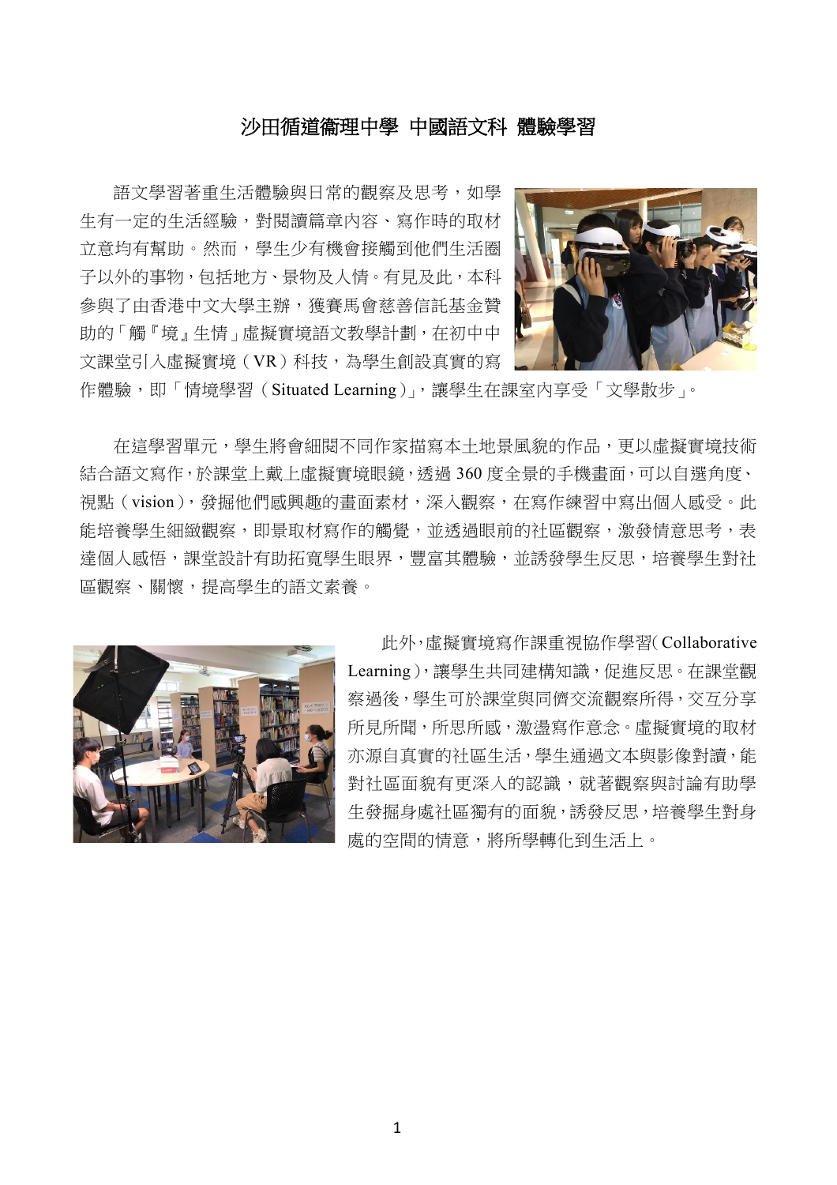# 沙田循道衞理中學 中國語文科 體驗學習

語文學習著重生活體驗與日常的觀察及思考，如學生有一定的生活經驗，對閱讀篇章內容、寫作時的取材立意均有幫助。然而，學生少有機會接觸到他們生活圈子以外的事物，包括地方、景物及人情。有見及此，本科參與了由香港中文大學主辦，獲賽馬會慈善信託基金贊助的「觸『境』生情」虛擬實境語文教學計劃，在初中中文課堂引入虛擬實境（VR）科技，為學生創設真實的寫作體驗，即「情境學習（Situated Learning）」，讓學生在課室內享受「文學散步」。

在這學習單元，學生將會細閱不同作家描寫本土地景風貌的作品，更以虛擬實境技術結合語文寫作，於課堂上戴上虛擬實境眼鏡，透過 360 度全景的手機畫面，可以自選角度、視點（vision），發掘他們感興趣的畫面素材，深入觀察，在寫作練習中寫出個人感受。此能培養學生細緻觀察，即景取材寫作的觸覺，並透過眼前的社區觀察，激發情意思考，表達個人感悟，課堂設計有助拓寬學生眼界，豐富其體驗，並誘發學生反思，培養學生對社區觀察、關懷，提高學生的語文素養。

此外，虛擬實境寫作課重視協作學習(Collaborative Learning)，讓學生共同建構知識，促進反思。在課堂觀察過後，學生可於課堂與同儕交流觀察所得，交互分享所見所聞，所思所感，激盪寫作意念。虛擬實境的取材亦源自真實的社區生活，學生通過文本與影像對讀，能對社區面貌有更深入的認識，就著觀察與討論有助學生發掘身處社區獨有的面貌，誘發反思，培養學生對身處的空間的情意，將所學轉化到生活上。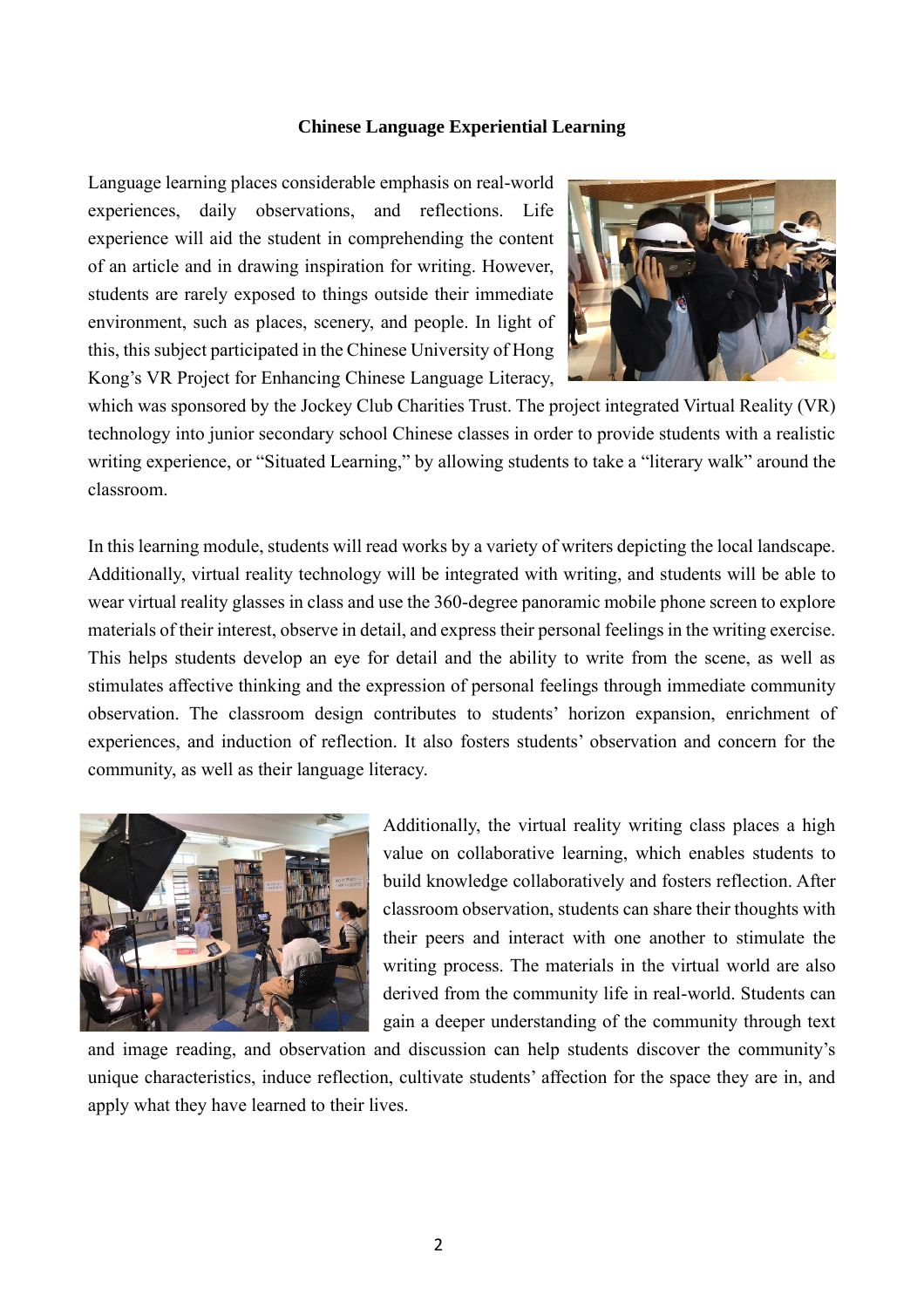**Chinese Language Experiential Learning**

Language learning places considerable emphasis on real-world experiences, daily observations, and reflections. Life experience will aid the student in comprehending the content of an article and in drawing inspiration for writing. However, students are rarely exposed to things outside their immediate environment, such as places, scenery, and people. In light of this, this subject participated in the Chinese University of Hong Kong's VR Project for Enhancing Chinese Language Literacy, which was sponsored by the Jockey Club Charities Trust. The project integrated Virtual Reality (VR) technology into junior secondary school Chinese classes in order to provide students with a realistic writing experience, or "Situated Learning," by allowing students to take a "literary walk" around the classroom.

In this learning module, students will read works by a variety of writers depicting the local landscape. Additionally, virtual reality technology will be integrated with writing, and students will be able to wear virtual reality glasses in class and use the 360-degree panoramic mobile phone screen to explore materials of their interest, observe in detail, and express their personal feelings in the writing exercise. This helps students develop an eye for detail and the ability to write from the scene, as well as stimulates affective thinking and the expression of personal feelings through immediate community observation. The classroom design contributes to students' horizon expansion, enrichment of experiences, and induction of reflection. It also fosters students' observation and concern for the community, as well as their language literacy.

Additionally, the virtual reality writing class places a high value on collaborative learning, which enables students to build knowledge collaboratively and fosters reflection. After classroom observation, students can share their thoughts with their peers and interact with one another to stimulate the writing process. The materials in the virtual world are also derived from the community life in real-world. Students can gain a deeper understanding of the community through text and image reading, and observation and discussion can help students discover the community's unique characteristics, induce reflection, cultivate students' affection for the space they are in, and apply what they have learned to their lives.